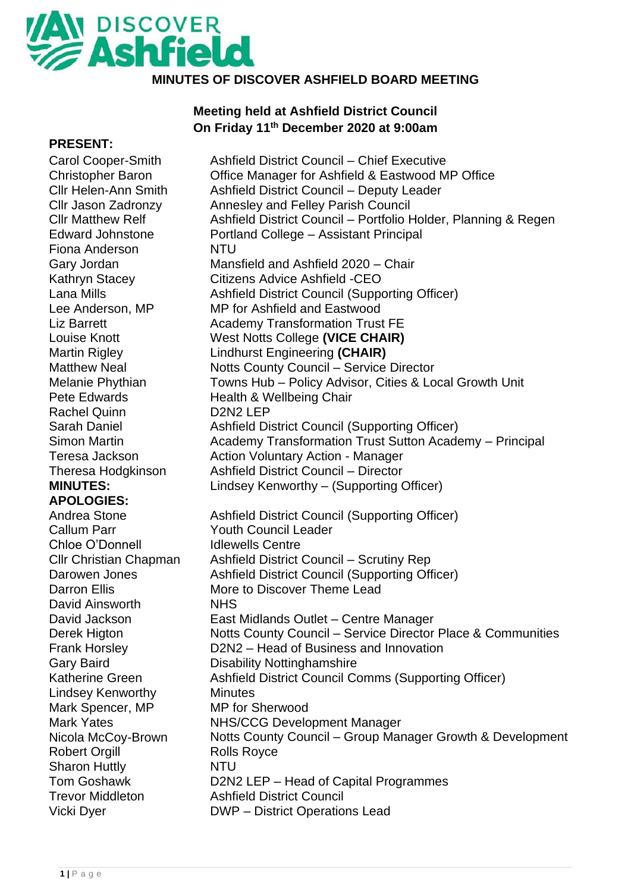DISCOVER Ashfield

# MINUTES OF DISCOVER ASHFIELD BOARD MEETING

**Meeting held at Ashfield District Council**
**On Friday 11th December 2020 at 9:00am**

**PRESENT:**

| | |
|---|---|
| Carol Cooper-Smith | Ashfield District Council – Chief Executive |
| Christopher Baron | Office Manager for Ashfield & Eastwood MP Office |
| Cllr Helen-Ann Smith | Ashfield District Council – Deputy Leader |
| Cllr Jason Zadronzy | Annesley and Felley Parish Council |
| Cllr Matthew Relf | Ashfield District Council – Portfolio Holder, Planning & Regen |
| Edward Johnstone | Portland College – Assistant Principal |
| Fiona Anderson | NTU |
| Gary Jordan | Mansfield and Ashfield 2020 – Chair |
| Kathryn Stacey | Citizens Advice Ashfield -CEO |
| Lana Mills | Ashfield District Council (Supporting Officer) |
| Lee Anderson, MP | MP for Ashfield and Eastwood |
| Liz Barrett | Academy Transformation Trust FE |
| Louise Knott | West Notts College **(VICE CHAIR)** |
| Martin Rigley | Lindhurst Engineering **(CHAIR)** |
| Matthew Neal | Notts County Council – Service Director |
| Melanie Phythian | Towns Hub – Policy Advisor, Cities & Local Growth Unit |
| Pete Edwards | Health & Wellbeing Chair |
| Rachel Quinn | D2N2 LEP |
| Sarah Daniel | Ashfield District Council (Supporting Officer) |
| Simon Martin | Academy Transformation Trust Sutton Academy – Principal |
| Teresa Jackson | Action Voluntary Action - Manager |
| Theresa Hodgkinson | Ashfield District Council – Director |

**MINUTES:** Lindsey Kenworthy – (Supporting Officer)

**APOLOGIES:**

| | |
|---|---|
| Andrea Stone | Ashfield District Council (Supporting Officer) |
| Callum Parr | Youth Council Leader |
| Chloe O'Donnell | Idlewells Centre |
| Cllr Christian Chapman | Ashfield District Council – Scrutiny Rep |
| Darowen Jones | Ashfield District Council (Supporting Officer) |
| Darron Ellis | More to Discover Theme Lead |
| David Ainsworth | NHS |
| David Jackson | East Midlands Outlet – Centre Manager |
| Derek Higton | Notts County Council – Service Director Place & Communities |
| Frank Horsley | D2N2 – Head of Business and Innovation |
| Gary Baird | Disability Nottinghamshire |
| Katherine Green | Ashfield District Council Comms (Supporting Officer) |
| Lindsey Kenworthy | Minutes |
| Mark Spencer, MP | MP for Sherwood |
| Mark Yates | NHS/CCG Development Manager |
| Nicola McCoy-Brown | Notts County Council – Group Manager Growth & Development |
| Robert Orgill | Rolls Royce |
| Sharon Huttly | NTU |
| Tom Goshawk | D2N2 LEP – Head of Capital Programmes |
| Trevor Middleton | Ashfield District Council |
| Vicki Dyer | DWP – District Operations Lead |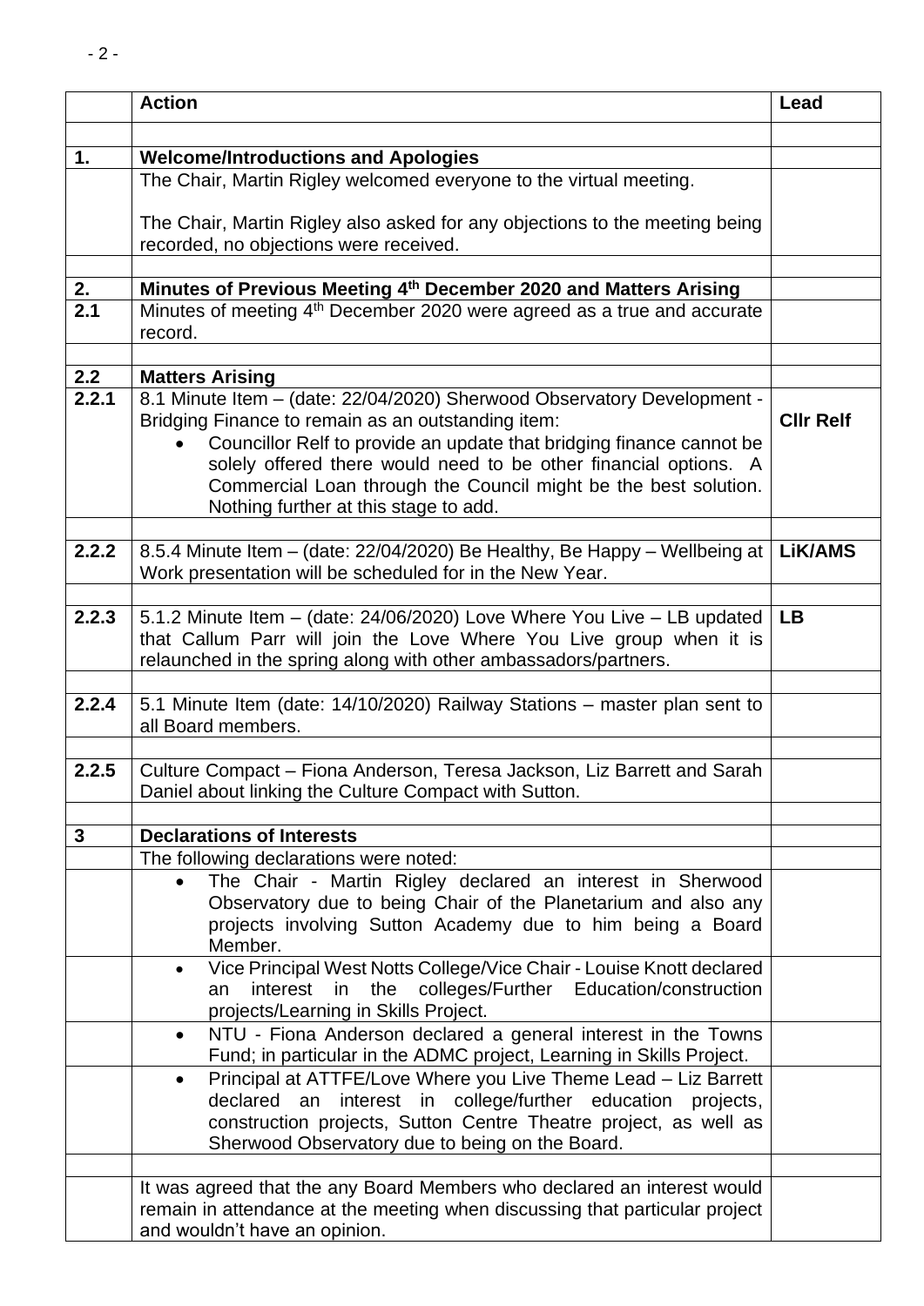| | Action | Lead |
|---|---|---|
| | | |
| **1.** | **Welcome/Introductions and Apologies** | |
| | The Chair, Martin Rigley welcomed everyone to the virtual meeting.<br><br>The Chair, Martin Rigley also asked for any objections to the meeting being recorded, no objections were received. | |
| | | |
| **2.** | **Minutes of Previous Meeting 4th December 2020 and Matters Arising** | |
| **2.1** | Minutes of meeting 4th December 2020 were agreed as a true and accurate record. | |
| | | |
| **2.2** | **Matters Arising** | |
| **2.2.1** | 8.1 Minute Item – (date: 22/04/2020) Sherwood Observatory Development - Bridging Finance to remain as an outstanding item:<br>• Councillor Relf to provide an update that bridging finance cannot be solely offered there would need to be other financial options. A Commercial Loan through the Council might be the best solution. Nothing further at this stage to add. | **Cllr Relf** |
| | | |
| **2.2.2** | 8.5.4 Minute Item – (date: 22/04/2020) Be Healthy, Be Happy – Wellbeing at Work presentation will be scheduled for in the New Year. | **LiK/AMS** |
| | | |
| **2.2.3** | 5.1.2 Minute Item – (date: 24/06/2020) Love Where You Live – LB updated that Callum Parr will join the Love Where You Live group when it is relaunched in the spring along with other ambassadors/partners. | **LB** |
| | | |
| **2.2.4** | 5.1 Minute Item (date: 14/10/2020) Railway Stations – master plan sent to all Board members. | |
| | | |
| **2.2.5** | Culture Compact – Fiona Anderson, Teresa Jackson, Liz Barrett and Sarah Daniel about linking the Culture Compact with Sutton. | |
| | | |
| **3** | **Declarations of Interests** | |
| | The following declarations were noted: | |
| | • The Chair - Martin Rigley declared an interest in Sherwood Observatory due to being Chair of the Planetarium and also any projects involving Sutton Academy due to him being a Board Member. | |
| | • Vice Principal West Notts College/Vice Chair - Louise Knott declared an interest in the colleges/Further Education/construction projects/Learning in Skills Project. | |
| | • NTU - Fiona Anderson declared a general interest in the Towns Fund; in particular in the ADMC project, Learning in Skills Project. | |
| | • Principal at ATTFE/Love Where you Live Theme Lead – Liz Barrett declared an interest in college/further education projects, construction projects, Sutton Centre Theatre project, as well as Sherwood Observatory due to being on the Board. | |
| | | |
| | It was agreed that the any Board Members who declared an interest would remain in attendance at the meeting when discussing that particular project and wouldn't have an opinion. | |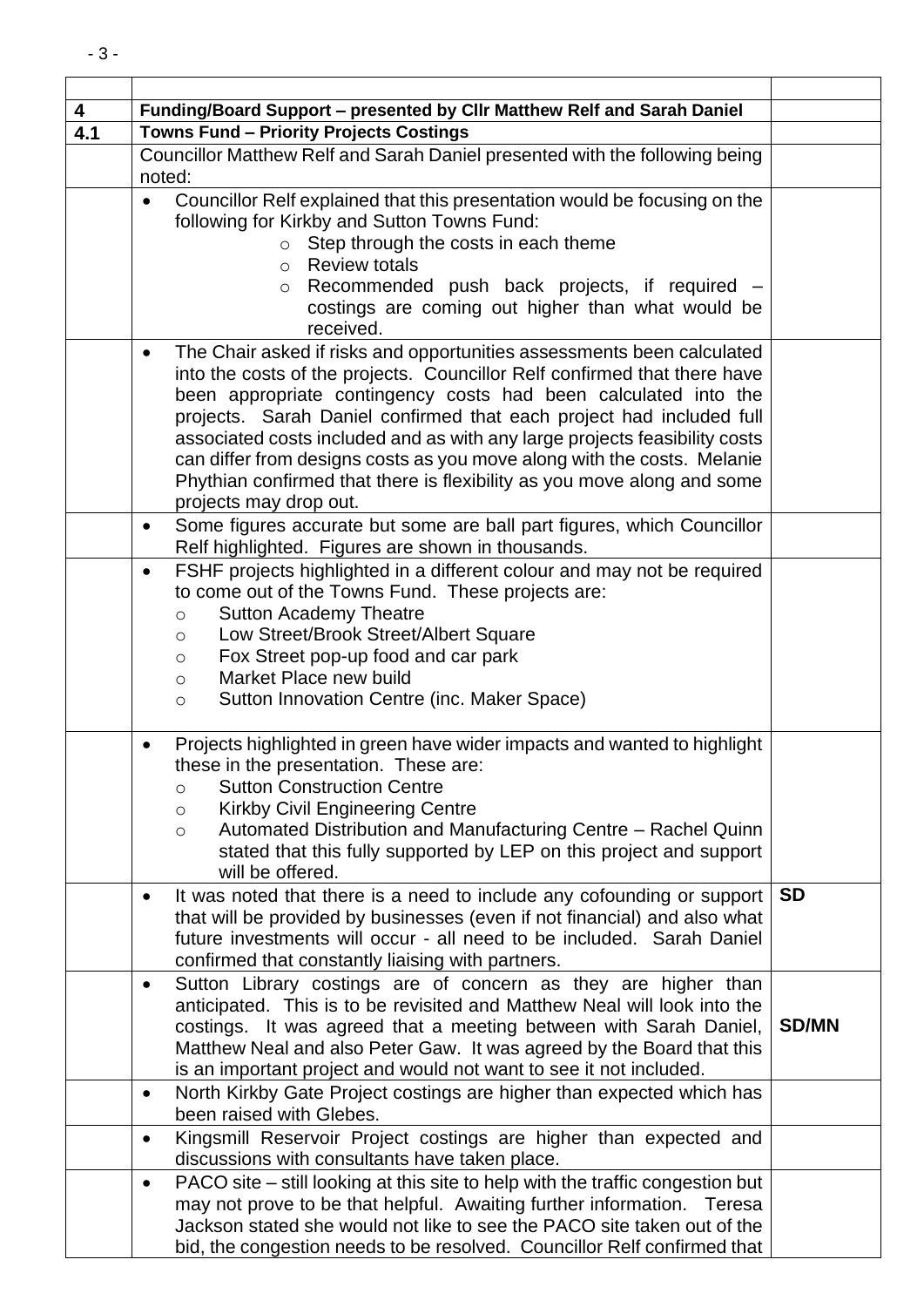| | | |
|---|---|---|
| **4** | **Funding/Board Support – presented by Cllr Matthew Relf and Sarah Daniel** | |
| **4.1** | **Towns Fund – Priority Projects Costings** | |
| | Councillor Matthew Relf and Sarah Daniel presented with the following being noted: | |
| | • Councillor Relf explained that this presentation would be focusing on the following for Kirkby and Sutton Towns Fund:<br>○ Step through the costs in each theme<br>○ Review totals<br>○ Recommended push back projects, if required – costings are coming out higher than what would be received. | |
| | • The Chair asked if risks and opportunities assessments been calculated into the costs of the projects. Councillor Relf confirmed that there have been appropriate contingency costs had been calculated into the projects. Sarah Daniel confirmed that each project had included full associated costs included and as with any large projects feasibility costs can differ from designs costs as you move along with the costs. Melanie Phythian confirmed that there is flexibility as you move along and some projects may drop out. | |
| | • Some figures accurate but some are ball part figures, which Councillor Relf highlighted. Figures are shown in thousands. | |
| | • FSHF projects highlighted in a different colour and may not be required to come out of the Towns Fund. These projects are:<br>○ Sutton Academy Theatre<br>○ Low Street/Brook Street/Albert Square<br>○ Fox Street pop-up food and car park<br>○ Market Place new build<br>○ Sutton Innovation Centre (inc. Maker Space) | |
| | • Projects highlighted in green have wider impacts and wanted to highlight these in the presentation. These are:<br>○ Sutton Construction Centre<br>○ Kirkby Civil Engineering Centre<br>○ Automated Distribution and Manufacturing Centre – Rachel Quinn stated that this fully supported by LEP on this project and support will be offered. | |
| | • It was noted that there is a need to include any cofounding or support that will be provided by businesses (even if not financial) and also what future investments will occur - all need to be included. Sarah Daniel confirmed that constantly liaising with partners. | **SD** |
| | • Sutton Library costings are of concern as they are higher than anticipated. This is to be revisited and Matthew Neal will look into the costings. It was agreed that a meeting between with Sarah Daniel, Matthew Neal and also Peter Gaw. It was agreed by the Board that this is an important project and would not want to see it not included. | **SD/MN** |
| | • North Kirkby Gate Project costings are higher than expected which has been raised with Glebes. | |
| | • Kingsmill Reservoir Project costings are higher than expected and discussions with consultants have taken place. | |
| | • PACO site – still looking at this site to help with the traffic congestion but may not prove to be that helpful. Awaiting further information. Teresa Jackson stated she would not like to see the PACO site taken out of the bid, the congestion needs to be resolved. Councillor Relf confirmed that | |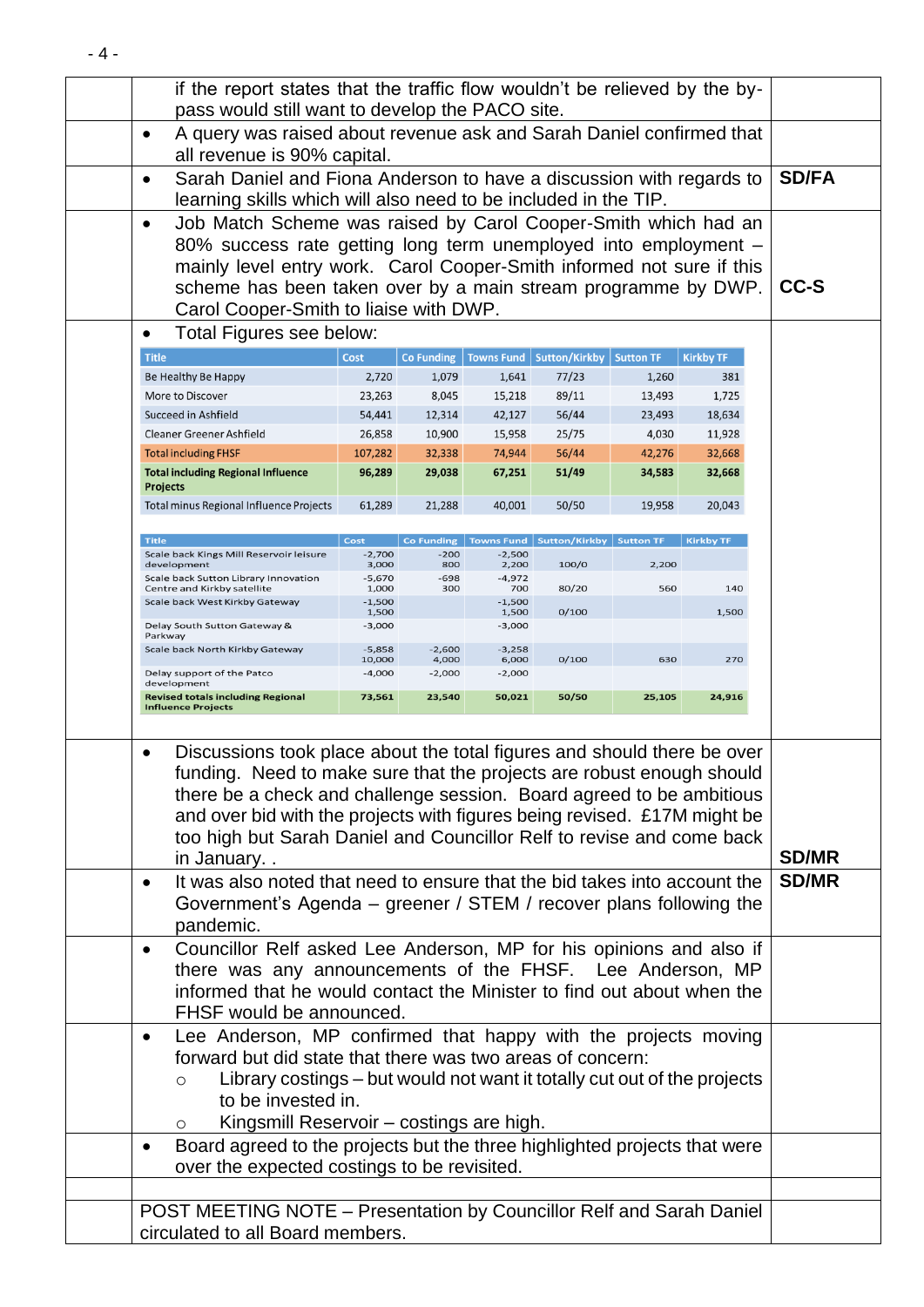| | | |
|---|---|---|
| | if the report states that the traffic flow wouldn't be relieved by the by-pass would still want to develop the PACO site. | |
| | • A query was raised about revenue ask and Sarah Daniel confirmed that all revenue is 90% capital. | |
| | • Sarah Daniel and Fiona Anderson to have a discussion with regards to learning skills which will also need to be included in the TIP. | **SD/FA** |
| | • Job Match Scheme was raised by Carol Cooper-Smith which had an 80% success rate getting long term unemployed into employment – mainly level entry work. Carol Cooper-Smith informed not sure if this scheme has been taken over by a main stream programme by DWP. Carol Cooper-Smith to liaise with DWP. | **CC-S** |
| | • Total Figures see below: | |

| Title | Cost | Co Funding | Towns Fund | Sutton/Kirkby | Sutton TF | Kirkby TF |
|---|---|---|---|---|---|---|
| Be Healthy Be Happy | 2,720 | 1,079 | 1,641 | 77/23 | 1,260 | 381 |
| More to Discover | 23,263 | 8,045 | 15,218 | 89/11 | 13,493 | 1,725 |
| Succeed in Ashfield | 54,441 | 12,314 | 42,127 | 56/44 | 23,493 | 18,634 |
| Cleaner Greener Ashfield | 26,858 | 10,900 | 15,958 | 25/75 | 4,030 | 11,928 |
| Total including FHSF | 107,282 | 32,338 | 74,944 | 56/44 | 42,276 | 32,668 |
| **Total including Regional Influence Projects** | **96,289** | **29,038** | **67,251** | **51/49** | **34,583** | **32,668** |
| Total minus Regional Influence Projects | 61,289 | 21,288 | 40,001 | 50/50 | 19,958 | 20,043 |

| Title | Cost | Co Funding | Towns Fund | Sutton/Kirkby | Sutton TF | Kirkby TF |
|---|---|---|---|---|---|---|
| Scale back Kings Mill Reservoir leisure development | -2,700<br>3,000 | -200<br>800 | -2,500<br>2,200 | 100/0 | 2,200 | |
| Scale back Sutton Library Innovation Centre and Kirkby satellite | -5,670<br>1,000 | -698<br>300 | -4,972<br>700 | 80/20 | 560 | 140 |
| Scale back West Kirkby Gateway | -1,500<br>1,500 | | -1,500<br>1,500 | 0/100 | | 1,500 |
| Delay South Sutton Gateway & Parkway | -3,000 | | -3,000 | | | |
| Scale back North Kirkby Gateway | -5,858<br>10,000 | -2,600<br>4,000 | -3,258<br>6,000 | 0/100 | 630 | 270 |
| Delay support of the Patco development | -4,000 | -2,000 | -2,000 | | | |
| **Revised totals including Regional Influence Projects** | **73,561** | **23,540** | **50,021** | **50/50** | **25,105** | **24,916** |

| | | |
|---|---|---|
| | • Discussions took place about the total figures and should there be over funding. Need to make sure that the projects are robust enough should there be a check and challenge session. Board agreed to be ambitious and over bid with the projects with figures being revised. £17M might be too high but Sarah Daniel and Councillor Relf to revise and come back in January. . | **SD/MR** |
| | • It was also noted that need to ensure that the bid takes into account the Government's Agenda – greener / STEM / recover plans following the pandemic. | **SD/MR** |
| | • Councillor Relf asked Lee Anderson, MP for his opinions and also if there was any announcements of the FHSF. Lee Anderson, MP informed that he would contact the Minister to find out about when the FHSF would be announced. | |
| | • Lee Anderson, MP confirmed that happy with the projects moving forward but did state that there was two areas of concern:<br>○ Library costings – but would not want it totally cut out of the projects to be invested in.<br>○ Kingsmill Reservoir – costings are high. | |
| | • Board agreed to the projects but the three highlighted projects that were over the expected costings to be revisited. | |
| | | |
| | POST MEETING NOTE – Presentation by Councillor Relf and Sarah Daniel circulated to all Board members. | |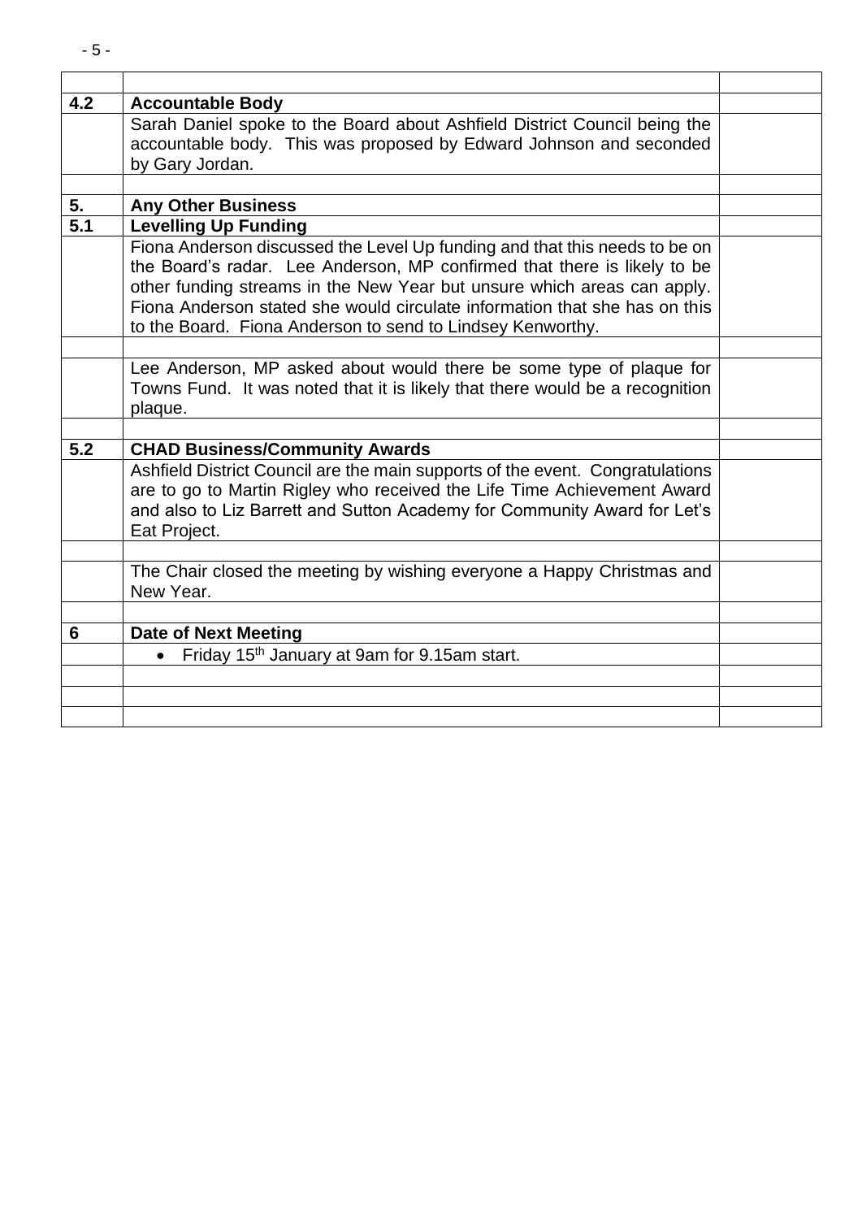| | | |
|---|---|---|
| | | |
| **4.2** | **Accountable Body** | |
| | Sarah Daniel spoke to the Board about Ashfield District Council being the accountable body. This was proposed by Edward Johnson and seconded by Gary Jordan. | |
| | | |
| **5.** | **Any Other Business** | |
| **5.1** | **Levelling Up Funding** | |
| | Fiona Anderson discussed the Level Up funding and that this needs to be on the Board's radar. Lee Anderson, MP confirmed that there is likely to be other funding streams in the New Year but unsure which areas can apply. Fiona Anderson stated she would circulate information that she has on this to the Board. Fiona Anderson to send to Lindsey Kenworthy. | |
| | | |
| | Lee Anderson, MP asked about would there be some type of plaque for Towns Fund. It was noted that it is likely that there would be a recognition plaque. | |
| | | |
| **5.2** | **CHAD Business/Community Awards** | |
| | Ashfield District Council are the main supports of the event. Congratulations are to go to Martin Rigley who received the Life Time Achievement Award and also to Liz Barrett and Sutton Academy for Community Award for Let's Eat Project. | |
| | | |
| | The Chair closed the meeting by wishing everyone a Happy Christmas and New Year. | |
| | | |
| **6** | **Date of Next Meeting** | |
| | • Friday 15th January at 9am for 9.15am start. | |
| | | |
| | | |
| | | |